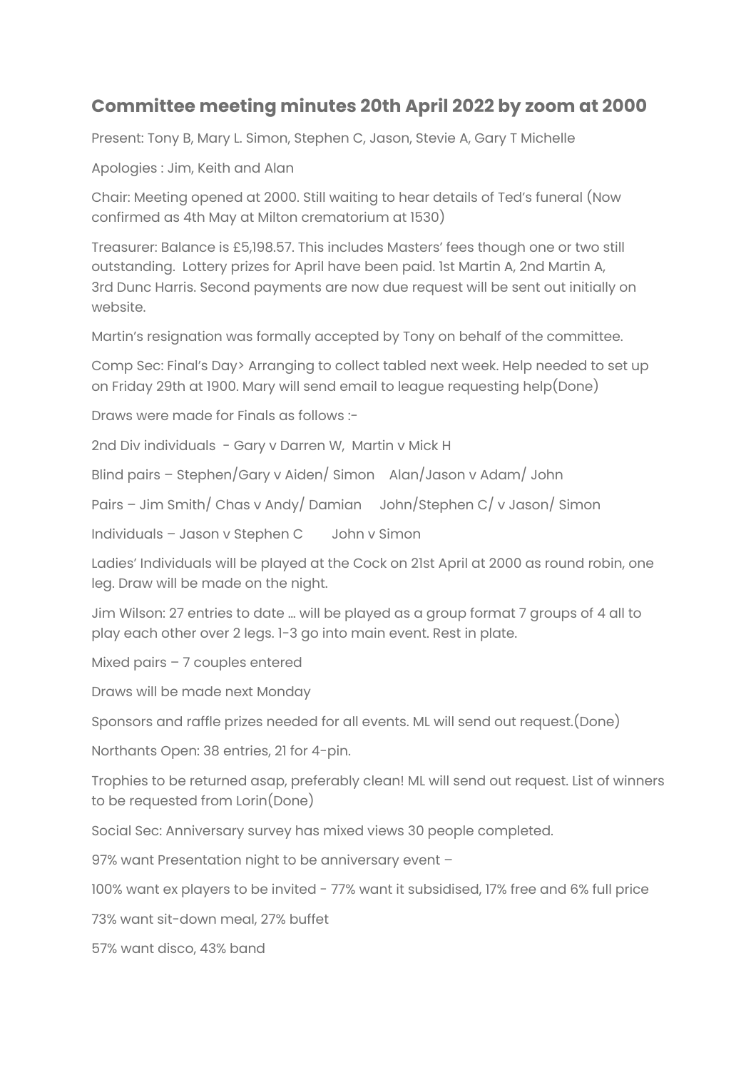## Committee meeting minutes 20th April 2022 by zoom at 2000

Present: Tony B, Mary L. Simon, Stephen C, Jason, Stevie A, Gary T Michelle

Apologies : Jim, Keith and Alan

Chair: Meeting opened at 2000. Still waiting to hear details of Ted's funeral (Now confirmed as 4th May at Milton crematorium at 1530)

Treasurer: Balance is £5,198.57. This includes Masters' fees though one or two still outstanding. Lottery prizes for April have been paid. 1st Martin A, 2nd Martin A, 3rd Dunc Harris. Second payments are now due request will be sent out initially on website.

Martin's resignation was formally accepted by Tony on behalf of the committee.

Comp Sec: Final's Day> Arranging to collect tabled next week. Help needed to set up on Friday 29th at 1900. Mary will send email to league requesting help(Done)

Draws were made for Finals as follows :-

2nd Div individuals - Gary v Darren W, Martin v Mick H

Blind pairs – Stephen/Gary v Aiden/ Simon Alan/Jason v Adam/ John

Pairs – Jim Smith/ Chas v Andy/ Damian John/Stephen C/ v Jason/ Simon

Individuals – Jason v Stephen C John v Simon

Ladies' Individuals will be played at the Cock on 21st April at 2000 as round robin, one leg. Draw will be made on the night.

Jim Wilson: 27 entries to date … will be played as a group format 7 groups of 4 all to play each other over 2 legs. 1-3 go into main event. Rest in plate.

Mixed pairs – 7 couples entered

Draws will be made next Monday

Sponsors and raffle prizes needed for all events. ML will send out request.(Done)

Northants Open: 38 entries, 21 for 4-pin.

Trophies to be returned asap, preferably clean! ML will send out request. List of winners to be requested from Lorin(Done)

Social Sec: Anniversary survey has mixed views 30 people completed.

97% want Presentation night to be anniversary event –

100% want ex players to be invited - 77% want it subsidised, 17% free and 6% full price

73% want sit-down meal, 27% buffet

57% want disco, 43% band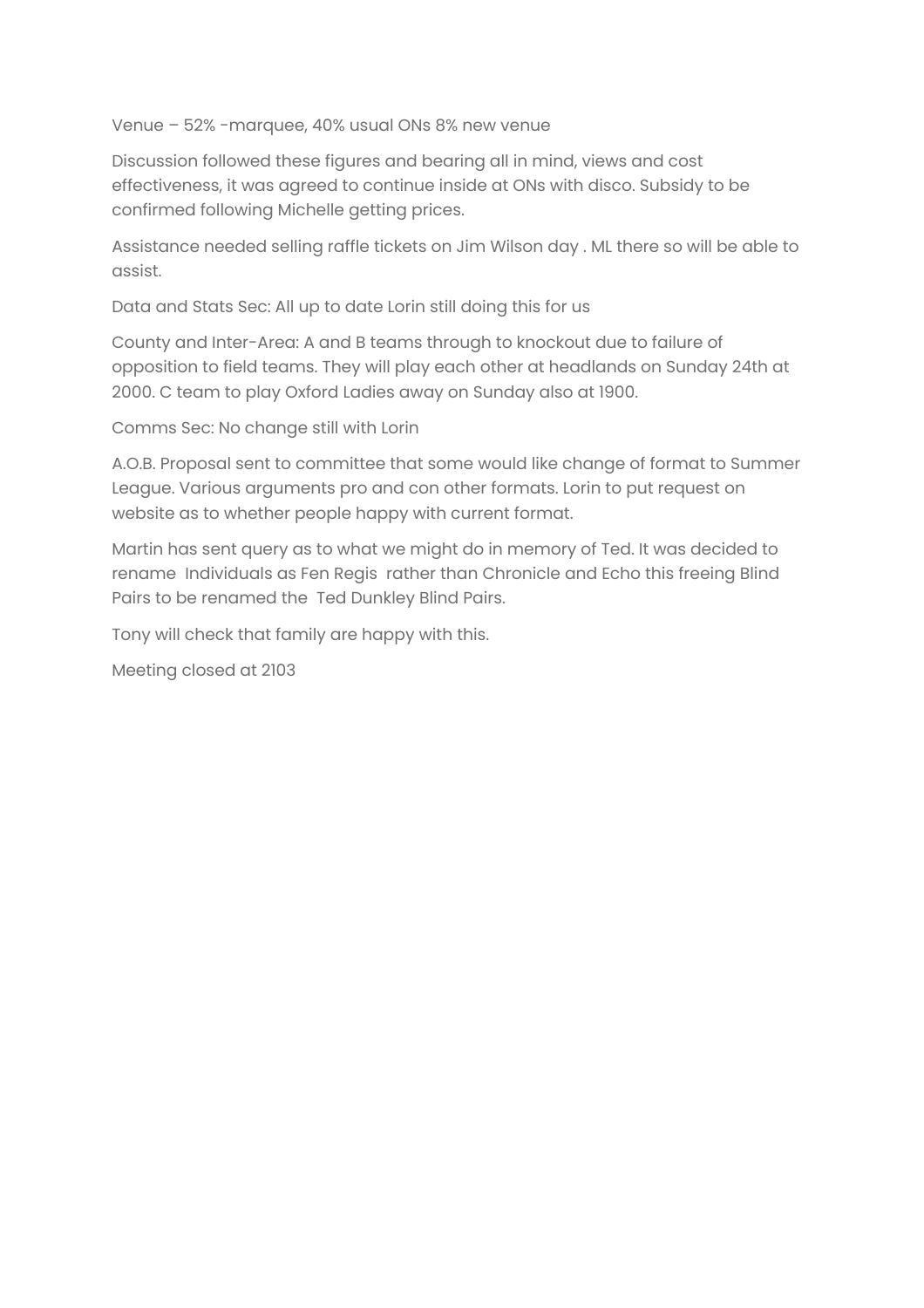Venue – 52% -marquee, 40% usual ONs 8% new venue

Discussion followed these figures and bearing all in mind, views and cost effectiveness, it was agreed to continue inside at ONs with disco. Subsidy to be confirmed following Michelle getting prices.

Assistance needed selling raffle tickets on Jim Wilson day . ML there so will be able to assist.

Data and Stats Sec: All up to date Lorin still doing this for us

County and Inter-Area: A and B teams through to knockout due to failure of opposition to field teams. They will play each other at headlands on Sunday 24th at 2000. C team to play Oxford Ladies away on Sunday also at 1900.

Comms Sec: No change still with Lorin

A.O.B. Proposal sent to committee that some would like change of format to Summer League. Various arguments pro and con other formats. Lorin to put request on website as to whether people happy with current format.

Martin has sent query as to what we might do in memory of Ted. It was decided to rename Individuals as Fen Regis rather than Chronicle and Echo this freeing Blind Pairs to be renamed the Ted Dunkley Blind Pairs.

Tony will check that family are happy with this.

Meeting closed at 2103